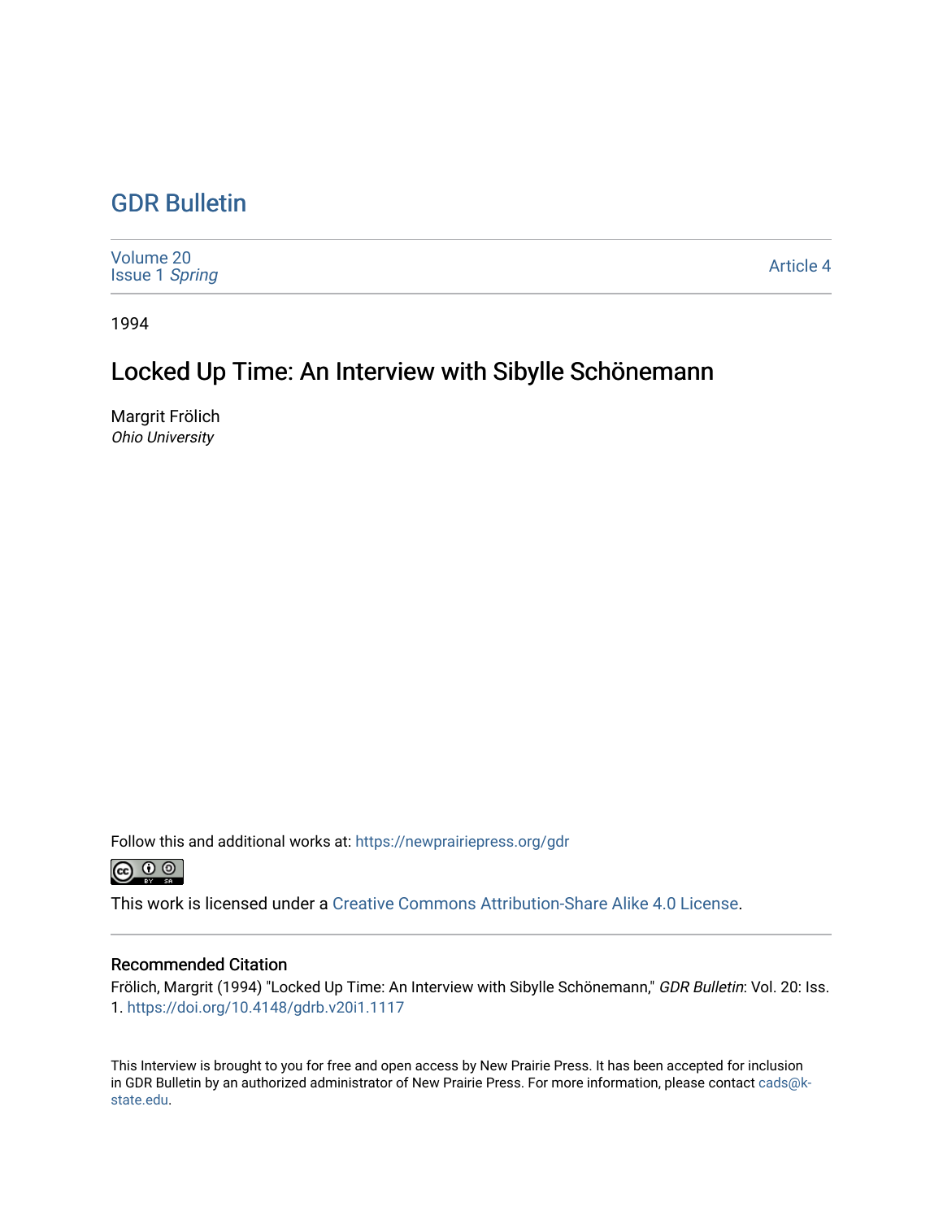# GDR Bulletin

Volume 20
Issue 1 *Spring*

Article 4

1994

## Locked Up Time: An Interview with Sibylle Schönemann

Margrit Frölich
*Ohio University*

Follow this and additional works at: https://newprairiepress.org/gdr

This work is licensed under a Creative Commons Attribution-Share Alike 4.0 License.

### Recommended Citation

Frölich, Margrit (1994) "Locked Up Time: An Interview with Sibylle Schönemann," *GDR Bulletin*: Vol. 20: Iss. 1. https://doi.org/10.4148/gdrb.v20i1.1117

This Interview is brought to you for free and open access by New Prairie Press. It has been accepted for inclusion in GDR Bulletin by an authorized administrator of New Prairie Press. For more information, please contact cads@k-state.edu.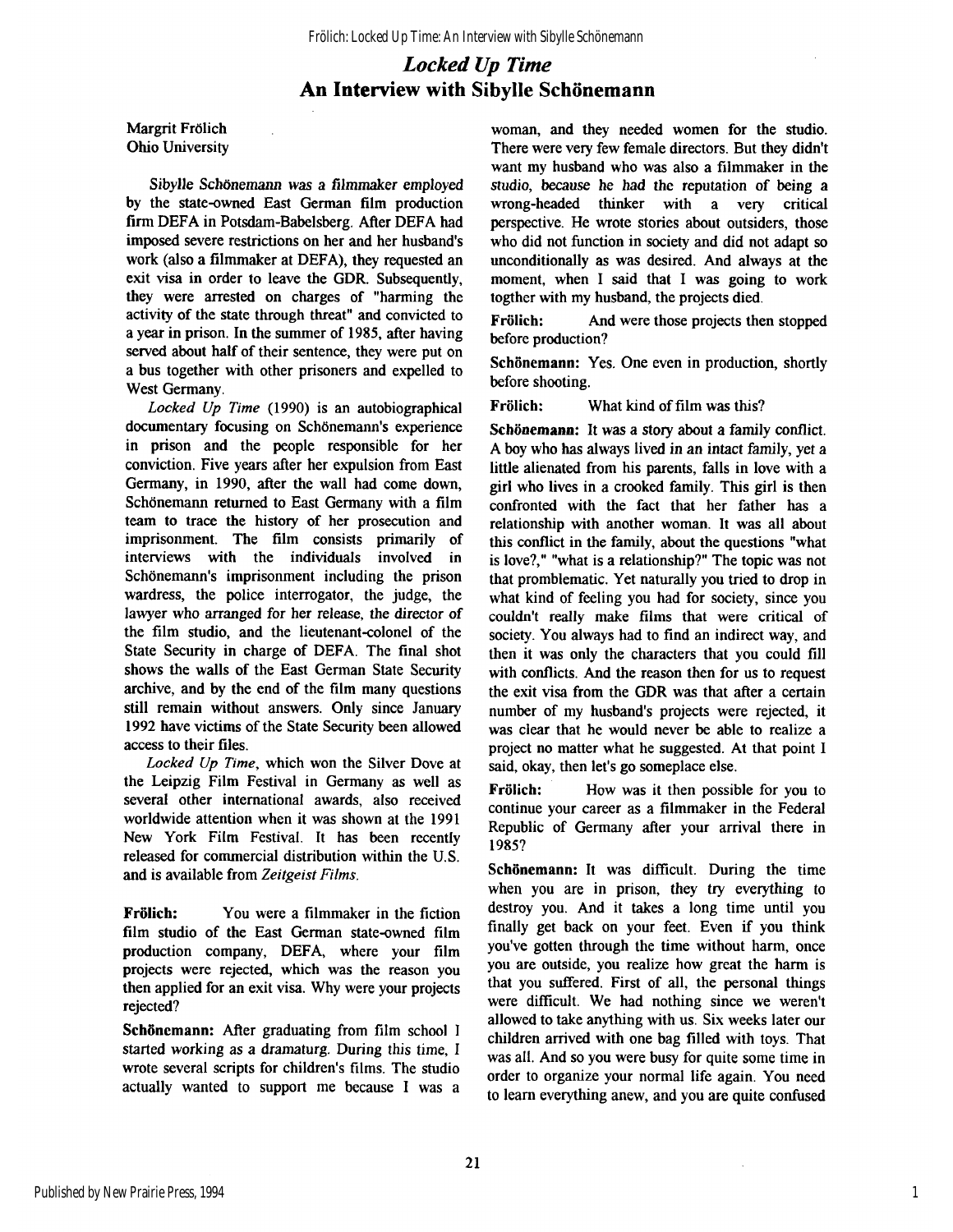# *Locked Up Time*
## An Interview with Sibylle Schönemann

Margrit Frölich
Ohio University

*Sibylle Schönemann was a filmmaker employed by the state-owned East German film production firm DEFA in Potsdam-Babelsberg. After DEFA had imposed severe restrictions on her and her husband's work (also a filmmaker at DEFA), they requested an exit visa in order to leave the GDR. Subsequently, they were arrested on charges of "harming the activity of the state through threat" and convicted to a year in prison. In the summer of 1985, after having served about half of their sentence, they were put on a bus together with other prisoners and expelled to West Germany.*

*Locked Up Time* (1990) is an autobiographical documentary focusing on Schönemann's experience in prison and the people responsible for her conviction. Five years after her expulsion from East Germany, in 1990, after the wall had come down, Schönemann returned to East Germany with a film team to trace the history of her prosecution and imprisonment. The film consists primarily of interviews with the individuals involved in Schönemann's imprisonment including the prison wardress, the police interrogator, the judge, the lawyer who arranged for her release, the director of the film studio, and the lieutenant-colonel of the State Security in charge of DEFA. The final shot shows the walls of the East German State Security archive, and by the end of the film many questions still remain without answers. Only since January 1992 have victims of the State Security been allowed access to their files.

*Locked Up Time*, which won the Silver Dove at the Leipzig Film Festival in Germany as well as several other international awards, also received worldwide attention when it was shown at the 1991 New York Film Festival. It has been recently released for commercial distribution within the U.S. and is available from *Zeitgeist Films*.

**Frölich:** You were a filmmaker in the fiction film studio of the East German state-owned film production company, DEFA, where your film projects were rejected, which was the reason you then applied for an exit visa. Why were your projects rejected?

**Schönemann:** After graduating from film school I started working as a dramaturg. During this time, I wrote several scripts for children's films. The studio actually wanted to support me because I was a woman, and they needed women for the studio. There were very few female directors. But they didn't want my husband who was also a filmmaker in the studio, because he had the reputation of being a wrong-headed thinker with a very critical perspective. He wrote stories about outsiders, those who did not function in society and did not adapt so unconditionally as was desired. And always at the moment, when I said that I was going to work togther with my husband, the projects died.

**Frölich:** And were those projects then stopped before production?

**Schönemann:** Yes. One even in production, shortly before shooting.

**Frölich:** What kind of film was this?

**Schönemann:** It was a story about a family conflict. A boy who has always lived in an intact family, yet a little alienated from his parents, falls in love with a girl who lives in a crooked family. This girl is then confronted with the fact that her father has a relationship with another woman. It was all about this conflict in the family, about the questions "what is love?," "what is a relationship?" The topic was not that promblematic. Yet naturally you tried to drop in what kind of feeling you had for society, since you couldn't really make films that were critical of society. You always had to find an indirect way, and then it was only the characters that you could fill with conflicts. And the reason then for us to request the exit visa from the GDR was that after a certain number of my husband's projects were rejected, it was clear that he would never be able to realize a project no matter what he suggested. At that point I said, okay, then let's go someplace else.

**Frölich:** How was it then possible for you to continue your career as a filmmaker in the Federal Republic of Germany after your arrival there in 1985?

**Schönemann:** It was difficult. During the time when you are in prison, they try everything to destroy you. And it takes a long time until you finally get back on your feet. Even if you think you've gotten through the time without harm, once you are outside, you realize how great the harm is that you suffered. First of all, the personal things were difficult. We had nothing since we weren't allowed to take anything with us. Six weeks later our children arrived with one bag filled with toys. That was all. And so you were busy for quite some time in order to organize your normal life again. You need to learn everything anew, and you are quite confused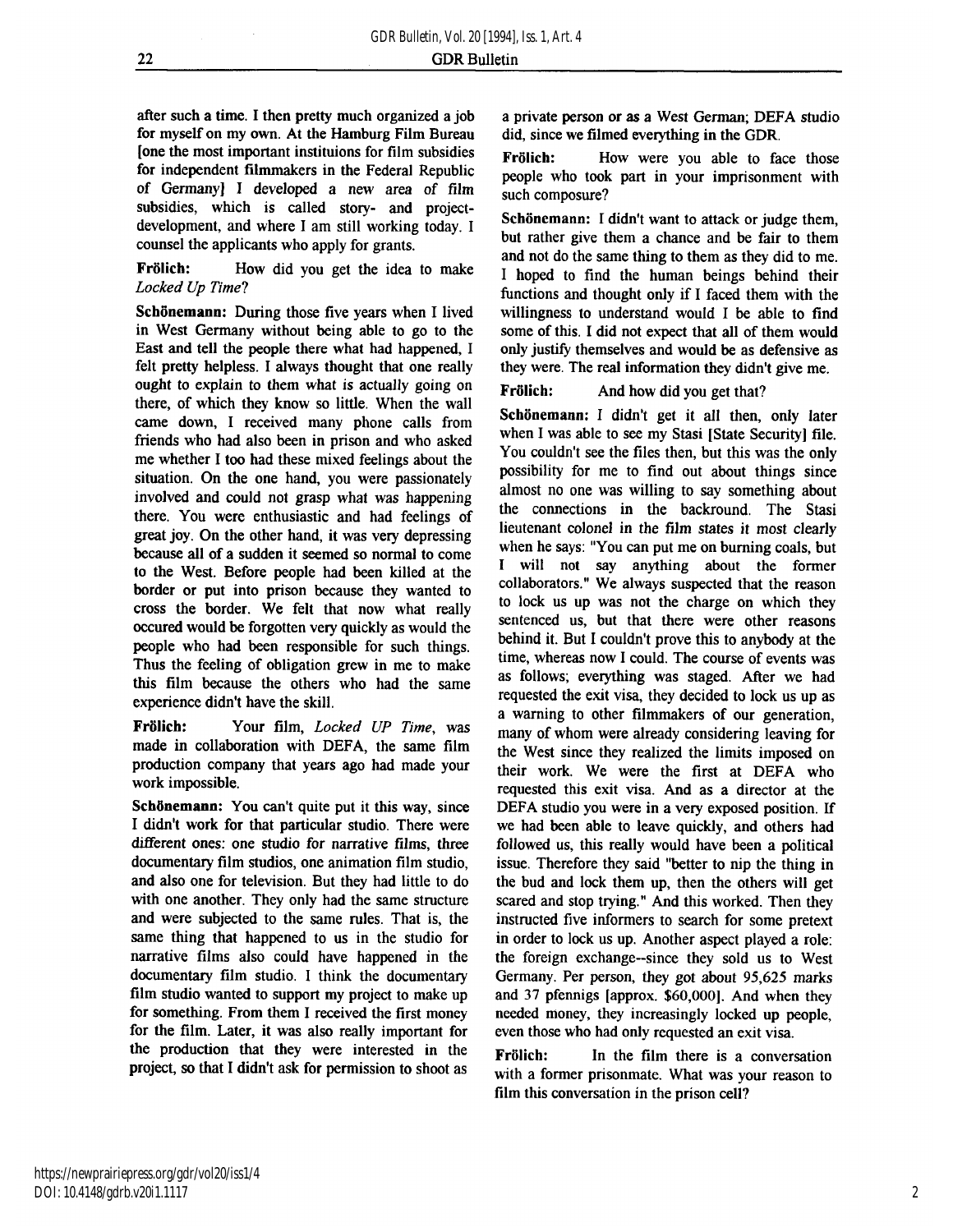after such a time. I then pretty much organized a job for myself on my own. At the Hamburg Film Bureau [one the most important instituions for film subsidies for independent filmmakers in the Federal Republic of Germany] I developed a new area of film subsidies, which is called story- and project-development, and where I am still working today. I counsel the applicants who apply for grants.

**Frölich:** How did you get the idea to make *Locked Up Time*?

**Schönemann:** During those five years when I lived in West Germany without being able to go to the East and tell the people there what had happened, I felt pretty helpless. I always thought that one really ought to explain to them what is actually going on there, of which they know so little. When the wall came down, I received many phone calls from friends who had also been in prison and who asked me whether I too had these mixed feelings about the situation. On the one hand, you were passionately involved and could not grasp what was happening there. You were enthusiastic and had feelings of great joy. On the other hand, it was very depressing because all of a sudden it seemed so normal to come to the West. Before people had been killed at the border or put into prison because they wanted to cross the border. We felt that now what really occured would be forgotten very quickly as would the people who had been responsible for such things. Thus the feeling of obligation grew in me to make this film because the others who had the same experience didn't have the skill.

**Frölich:** Your film, *Locked UP Time*, was made in collaboration with DEFA, the same film production company that years ago had made your work impossible.

**Schönemann:** You can't quite put it this way, since I didn't work for that particular studio. There were different ones: one studio for narrative films, three documentary film studios, one animation film studio, and also one for television. But they had little to do with one another. They only had the same structure and were subjected to the same rules. That is, the same thing that happened to us in the studio for narrative films also could have happened in the documentary film studio. I think the documentary film studio wanted to support my project to make up for something. From them I received the first money for the film. Later, it was also really important for the production that they were interested in the project, so that I didn't ask for permission to shoot as a private person or as a West German; DEFA studio did, since we filmed everything in the GDR.

**Frölich:** How were you able to face those people who took part in your imprisonment with such composure?

**Schönemann:** I didn't want to attack or judge them, but rather give them a chance and be fair to them and not do the same thing to them as they did to me. I hoped to find the human beings behind their functions and thought only if I faced them with the willingness to understand would I be able to find some of this. I did not expect that all of them would only justify themselves and would be as defensive as they were. The real information they didn't give me.

**Frölich:** And how did you get that?

**Schönemann:** I didn't get it all then, only later when I was able to see my Stasi [State Security] file. You couldn't see the files then, but this was the only possibility for me to find out about things since almost no one was willing to say something about the connections in the backround. The Stasi lieutenant colonel in the film states it most clearly when he says: "You can put me on burning coals, but I will not say anything about the former collaborators." We always suspected that the reason to lock us up was not the charge on which they sentenced us, but that there were other reasons behind it. But I couldn't prove this to anybody at the time, whereas now I could. The course of events was as follows; everything was staged. After we had requested the exit visa, they decided to lock us up as a warning to other filmmakers of our generation, many of whom were already considering leaving for the West since they realized the limits imposed on their work. We were the first at DEFA who requested this exit visa. And as a director at the DEFA studio you were in a very exposed position. If we had been able to leave quickly, and others had followed us, this really would have been a political issue. Therefore they said "better to nip the thing in the bud and lock them up, then the others will get scared and stop trying." And this worked. Then they instructed five informers to search for some pretext in order to lock us up. Another aspect played a role: the foreign exchange--since they sold us to West Germany. Per person, they got about 95,625 marks and 37 pfennigs [approx. $60,000]. And when they needed money, they increasingly locked up people, even those who had only requested an exit visa.

**Frölich:** In the film there is a conversation with a former prisonmate. What was your reason to film this conversation in the prison cell?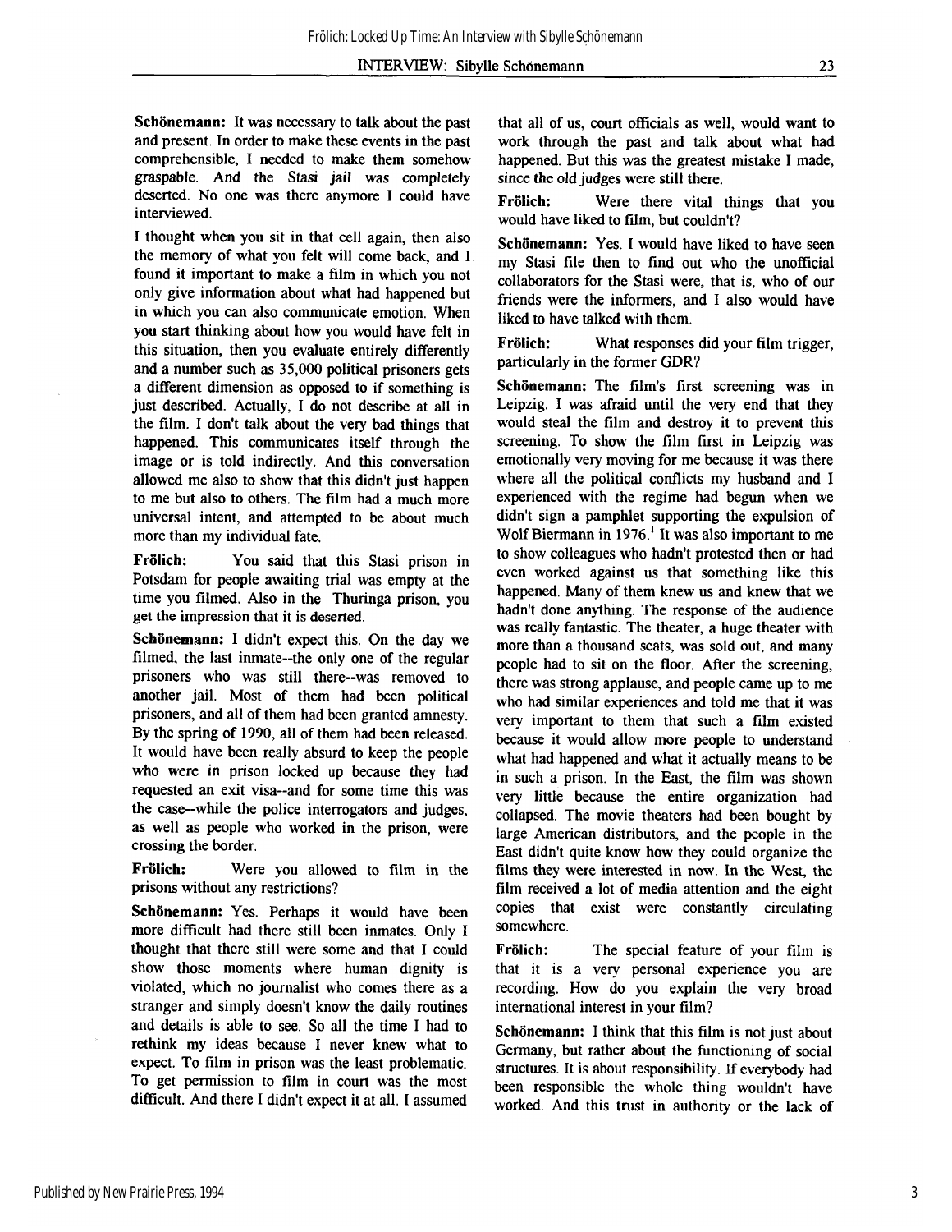**Schönemann:** It was necessary to talk about the past and present. In order to make these events in the past comprehensible, I needed to make them somehow graspable. And the *Stasi jail* was completely deserted. No one was there anymore I could have interviewed.

I thought when you sit in that cell again, then also the memory of what you felt will come back, and I found it important to make a film in which you not only give information about what had happened but in which you can also communicate emotion. When you start thinking about how you would have felt in this situation, then you evaluate entirely differently and a number such as 35,000 political prisoners gets a different dimension as opposed to if something is just described. Actually, I do not describe at all in the film. I don't talk about the very bad things that happened. This communicates itself through the image or is told indirectly. And this conversation allowed me also to show that this didn't just happen to me but also to others. The film had a much more universal intent, and attempted to be about much more than my individual fate.

**Frölich:** You said that this Stasi prison in Potsdam for people awaiting trial was empty at the time you filmed. Also in the Thuringa prison, you get the impression that it is deserted.

**Schönemann:** I didn't expect this. On the day we filmed, the last inmate--the only one of the regular prisoners who was still there--was removed to another jail. Most of them had been political prisoners, and all of them had been granted amnesty. By the spring of 1990, all of them had been released. It would have been really absurd to keep the people who were in prison locked up because they had requested an exit visa--and for some time this was the case--while the police interrogators and judges, as well as people who worked in the prison, were crossing the border.

**Frölich:** Were you allowed to film in the prisons without any restrictions?

**Schönemann:** Yes. Perhaps it would have been more difficult had there still been inmates. Only I thought that there still were some and that I could show those moments where human dignity is violated, which no journalist who comes there as a stranger and simply doesn't know the daily routines and details is able to see. So all the time I had to rethink my ideas because I never knew what to expect. To film in prison was the least problematic. To get permission to film in court was the most difficult. And there I didn't expect it at all. I assumed that all of us, court officials as well, would want to work through the past and talk about what had happened. But this was the greatest mistake I made, since the old judges were still there.

**Frölich:** Were there vital things that you would have liked to film, but couldn't?

**Schönemann:** Yes. I would have liked to have seen my Stasi file then to find out who the unofficial collaborators for the Stasi were, that is, who of our friends were the informers, and I also would have liked to have talked with them.

**Frölich:** What responses did your film trigger, particularly in the former GDR?

**Schönemann:** The film's first screening was in Leipzig. I was afraid until the very end that they would steal the film and destroy it to prevent this screening. To show the film first in Leipzig was emotionally very moving for me because it was there where all the political conflicts my husband and I experienced with the regime had begun when we didn't sign a pamphlet supporting the expulsion of Wolf Biermann in 1976.[1] It was also important to me to show colleagues who hadn't protested then or had even worked against us that something like this happened. Many of them knew us and knew that we hadn't done anything. The response of the audience was really fantastic. The theater, a huge theater with more than a thousand seats, was sold out, and many people had to sit on the floor. After the screening, there was strong applause, and people came up to me who had similar experiences and told me that it was very important to them that such a film existed because it would allow more people to understand what had happened and what it actually means to be in such a prison. In the East, the film was shown very little because the entire organization had collapsed. The movie theaters had been bought by large American distributors, and the people in the East didn't quite know how they could organize the films they were interested in now. In the West, the film received a lot of media attention and the eight copies that exist were constantly circulating somewhere.

**Frölich:** The special feature of your film is that it is a very personal experience you are recording. How do you explain the very broad international interest in your film?

**Schönemann:** I think that this film is not just about Germany, but rather about the functioning of social structures. It is about responsibility. If everybody had been responsible the whole thing wouldn't have worked. And this trust in authority or the lack of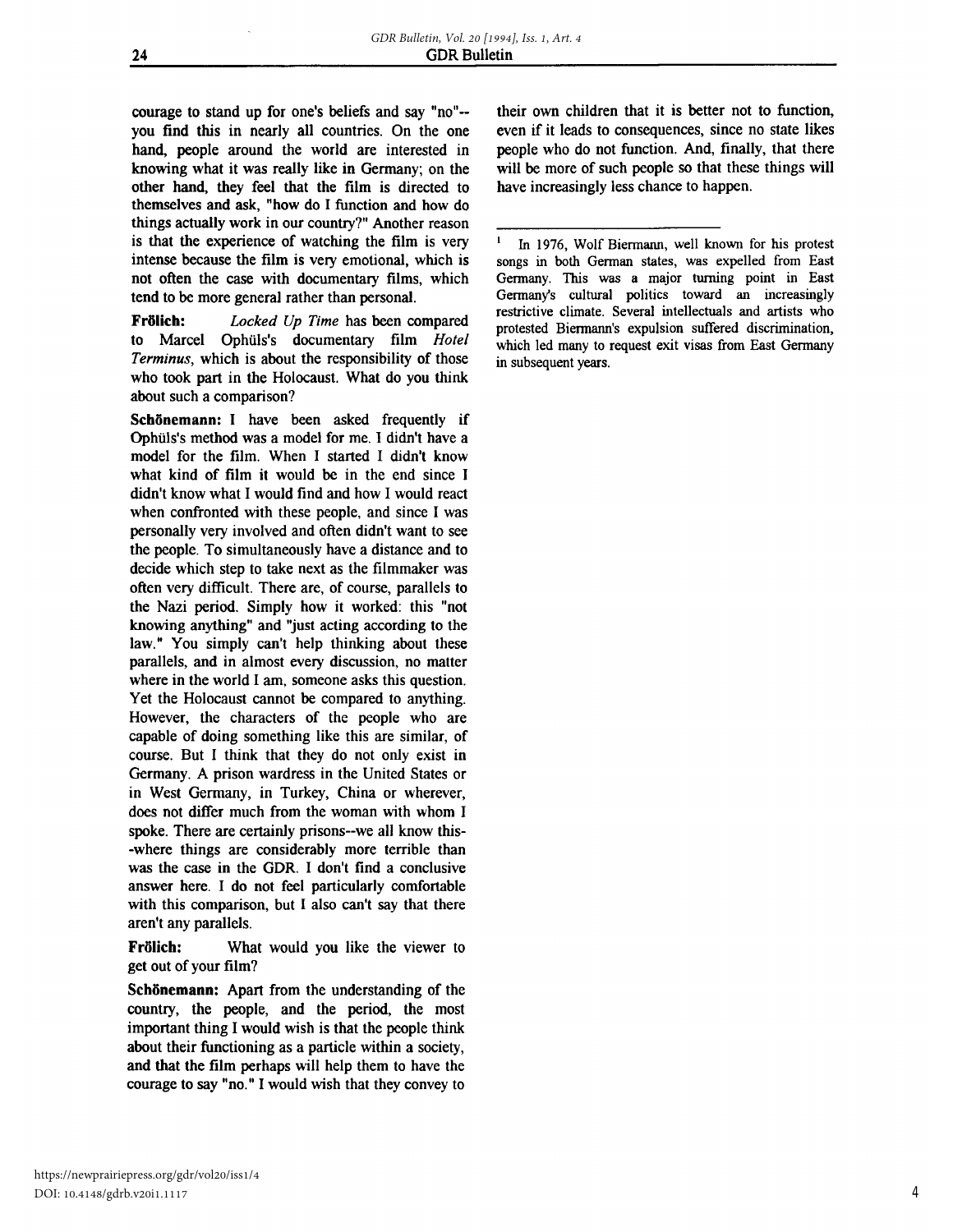courage to stand up for one's beliefs and say "no"--you find this in nearly all countries. On the one hand, people around the world are interested in knowing what it was really like in Germany; on the other hand, they feel that the film is directed to themselves and ask, "how do I function and how do things actually work in our country?" Another reason is that the experience of watching the film is very intense because the film is very emotional, which is not often the case with documentary films, which tend to be more general rather than personal.

**Frölich:** *Locked Up Time* has been compared to Marcel Ophüls's documentary film *Hotel Terminus*, which is about the responsibility of those who took part in the Holocaust. What do you think about such a comparison?

**Schönemann:** I have been asked frequently if Ophüls's method was a model for me. I didn't have a model for the film. When I started I didn't know what kind of film it would be in the end since I didn't know what I would find and how I would react when confronted with these people, and since I was personally very involved and often didn't want to see the people. To simultaneously have a distance and to decide which step to take next as the filmmaker was often very difficult. There are, of course, parallels to the Nazi period. Simply how it worked: this "not knowing anything" and "just acting according to the law." You simply can't help thinking about these parallels, and in almost every discussion, no matter where in the world I am, someone asks this question. Yet the Holocaust cannot be compared to anything. However, the characters of the people who are capable of doing something like this are similar, of course. But I think that they do not only exist in Germany. A prison wardress in the United States or in West Germany, in Turkey, China or wherever, does not differ much from the woman with whom I spoke. There are certainly prisons--we all know this--where things are considerably more terrible than was the case in the GDR. I don't find a conclusive answer here. I do not feel particularly comfortable with this comparison, but I also can't say that there aren't any parallels.

**Frölich:** What would you like the viewer to get out of your film?

**Schönemann:** Apart from the understanding of the country, the people, and the period, the most important thing I would wish is that the people think about their functioning as a particle within a society, and that the film perhaps will help them to have the courage to say "no." I would wish that they convey to their own children that it is better not to function, even if it leads to consequences, since no state likes people who do not function. And, finally, that there will be more of such people so that these things will have increasingly less chance to happen.

---

[1] In 1976, Wolf Biermann, well known for his protest songs in both German states, was expelled from East Germany. This was a major turning point in East Germany's cultural politics toward an increasingly restrictive climate. Several intellectuals and artists who protested Biermann's expulsion suffered discrimination, which led many to request exit visas from East Germany in subsequent years.